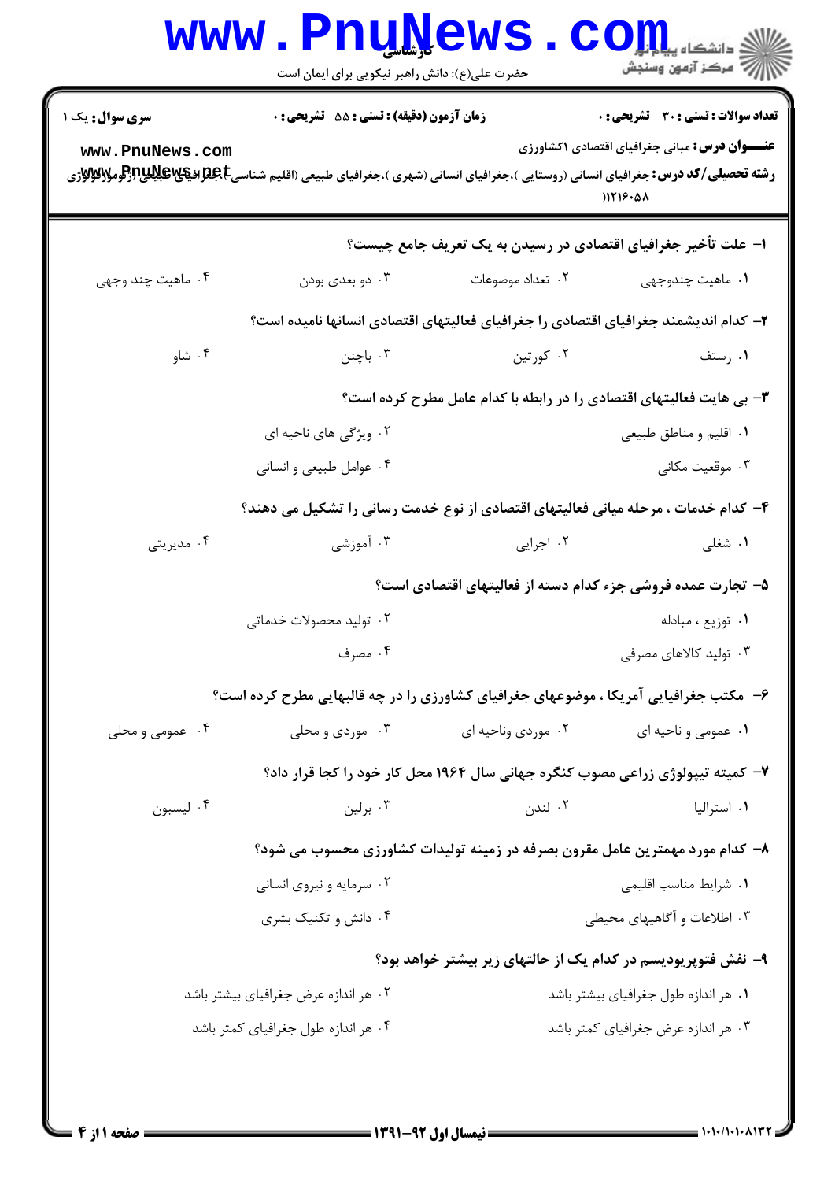کارشناسی

حضرت علی(ع): دانش راهبر نیکویی برای ایمان است

دانشگاه پیام نور
مرکز آزمون وسنجش

**سری سوال:** یک ۱

**زمان آزمون (دقیقه) : تستی : ۵۵ تشریحی : ۰**

**تعداد سوالات : تستی : ۳۰ تشریحی : ۰**

**عنـــوان درس:** مبانی جغرافیای اقتصادی ۱کشاورزی

**رشته تحصیلی/کد درس:** جغرافیای انسانی (روستایی )،جغرافیای انسانی (شهری )،جغرافیای طبیعی (اقلیم شناسی)،جغرافیای طبیعی (ژئومورفولوژی ۱۲۱۶۰۵۸)

**۱- علت تأخیر جغرافیای اقتصادی در رسیدن به یک تعریف جامع چیست؟**

۱. ماهیت چندوجهی
۲. تعداد موضوعات
۳. دو بعدی بودن
۴. ماهیت چند وجهی

**۲- کدام اندیشمند جغرافیای اقتصادی را جغرافیای فعالیتهای اقتصادی انسانها نامیده است؟**

۱. رستف
۲. کورتین
۳. باچنن
۴. شاو

**۳- بی هایت فعالیتهای اقتصادی را در رابطه با کدام عامل مطرح کرده است؟**

۱. اقلیم و مناطق طبیعی
۲. ویژگی های ناحیه ای
۳. موقعیت مکانی
۴. عوامل طبیعی و انسانی

**۴- کدام خدمات ، مرحله میانی فعالیتهای اقتصادی از نوع خدمت رسانی را تشکیل می دهند؟**

۱. شغلی
۲. اجرایی
۳. آموزشی
۴. مدیریتی

**۵- تجارت عمده فروشی جزء کدام دسته از فعالیتهای اقتصادی است؟**

۱. توزیع ، مبادله
۲. تولید محصولات خدماتی
۳. تولید کالاهای مصرفی
۴. مصرف

**۶- مکتب جغرافیایی آمریکا ، موضوعهای جغرافیای کشاورزی را در چه قالبهایی مطرح کرده است؟**

۱. عمومی و ناحیه ای
۲. موردی وناحیه ای
۳. موردی و محلی
۴. عمومی و محلی

**۷- کمیته تیپولوژی زراعی مصوب کنگره جهانی سال ۱۹۶۴ محل کار خود را کجا قرار داد؟**

۱. استرالیا
۲. لندن
۳. برلین
۴. لیسبون

**۸- کدام مورد مهمترین عامل مقرون بصرفه در زمینه تولیدات کشاورزی محسوب می شود؟**

۱. شرایط مناسب اقلیمی
۲. سرمایه و نیروی انسانی
۳. اطلاعات و آگاهیهای محیطی
۴. دانش و تکنیک بشری

**۹- نقش فتوپریودیسم در کدام یک از حالتهای زیر بیشتر خواهد بود؟**

۱. هر اندازه طول جغرافیای بیشتر باشد
۲. هر اندازه عرض جغرافیای بیشتر باشد
۳. هر اندازه عرض جغرافیای کمتر باشد
۴. هر اندازه طول جغرافیای کمتر باشد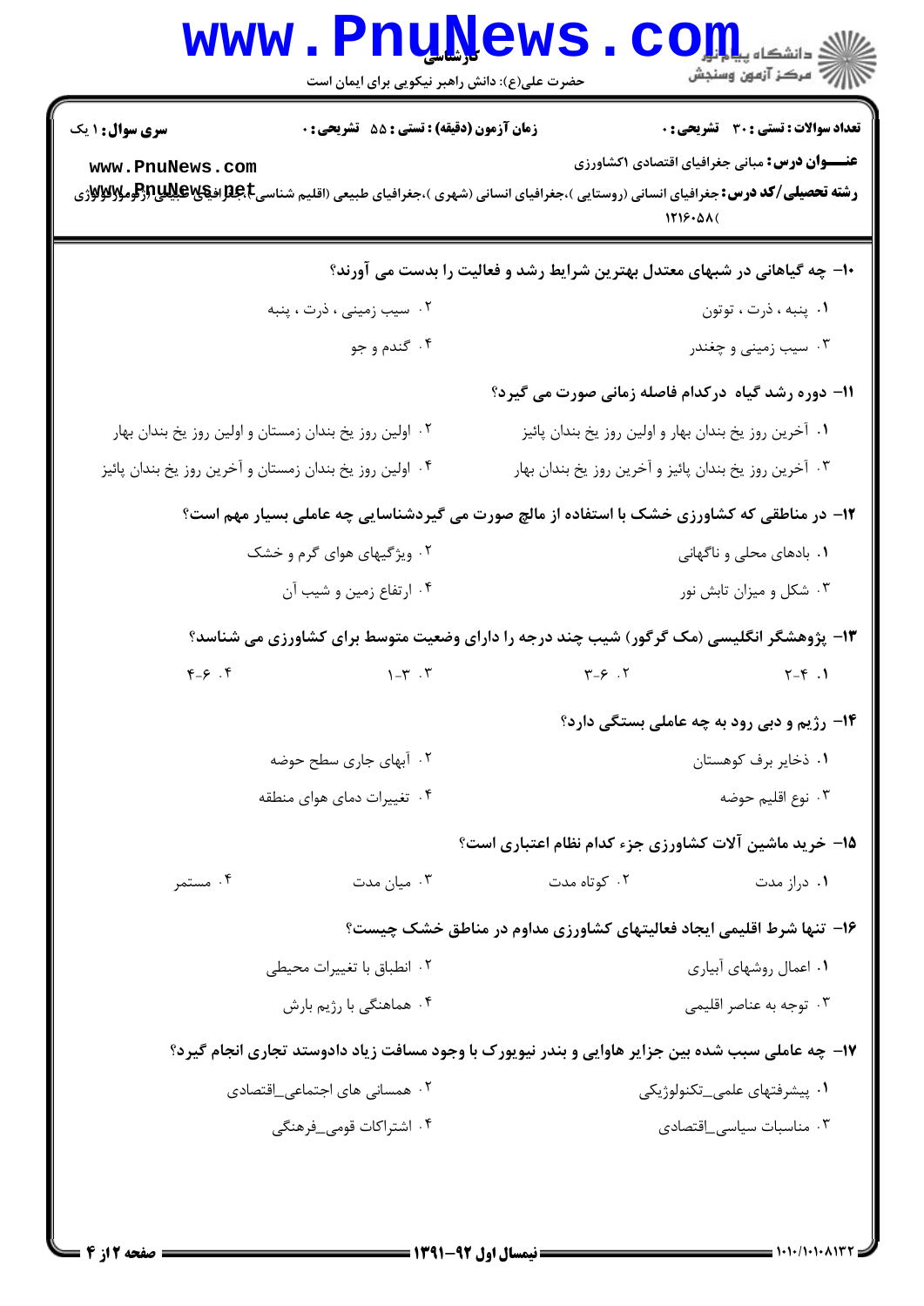**تعداد سوالات : تستی : ۳۰ تشریحی : ۰**
**زمان آزمون (دقیقه) : تستی : ۵۵ تشریحی : ۰**
**سری سوال : ۱ یک**

**عنـــوان درس:** مبانی جغرافیای اقتصادی ۱کشاورزی

**رشته تحصیلی/کد درس:** جغرافیای انسانی (روستایی )،جغرافیای انسانی (شهری )،جغرافیای طبیعی (اقلیم شناسی)،جغرافیای طبیعی (ژئومورفولوژی) ۱۲۱۶۰۵۸(

۱۰- چه گیاهانی در شبهای معتدل بهترین شرایط رشد و فعالیت را بدست می آورند؟

۱. پنبه ، ذرت ، توتون
۲. سیب زمینی ، ذرت ، پنبه
۳. سیب زمینی و چغندر
۴. گندم و جو

۱۱- دوره رشد گیاه درکدام فاصله زمانی صورت می گیرد؟

۱. آخرین روز یخ بندان بهار و اولین روز یخ بندان پائیز
۲. اولین روز یخ بندان زمستان و اولین روز یخ بندان بهار
۳. آخرین روز یخ بندان پائیز و آخرین روز یخ بندان بهار
۴. اولین روز یخ بندان زمستان و آخرین روز یخ بندان پائیز

۱۲- در مناطقی که کشاورزی خشک با استفاده از مالچ صورت می گیردشناسایی چه عاملی بسیار مهم است؟

۱. بادهای محلی و ناگهانی
۲. ویژگیهای هوای گرم و خشک
۳. شکل و میزان تابش نور
۴. ارتفاع زمین و شیب آن

۱۳- پژوهشگر انگلیسی (مک گرگور) شیب چند درجه را دارای وضعیت متوسط برای کشاورزی می شناسد؟

۱. ۴-۲
۲. ۶-۳
۳. ۳-۱
۴. ۶-۴

۱۴- رژیم و دبی رود به چه عاملی بستگی دارد؟

۱. ذخایر برف کوهستان
۲. آبهای جاری سطح حوضه
۳. نوع اقلیم حوضه
۴. تغییرات دمای هوای منطقه

۱۵- خرید ماشین آلات کشاورزی جزء کدام نظام اعتباری است؟

۱. دراز مدت
۲. کوتاه مدت
۳. میان مدت
۴. مستمر

۱۶- تنها شرط اقلیمی ایجاد فعالیتهای کشاورزی مداوم در مناطق خشک چیست؟

۱. اعمال روشهای آبیاری
۲. انطباق با تغییرات محیطی
۳. توجه به عناصر اقلیمی
۴. هماهنگی با رژیم بارش

۱۷- چه عاملی سبب شده بین جزایر هاوایی و بندر نیویورک با وجود مسافت زیاد دادوستد تجاری انجام گیرد؟

۱. پیشرفتهای علمی_تکنولوژیکی
۲. همسانی های اجتماعی_اقتصادی
۳. مناسبات سیاسی_اقتصادی
۴. اشتراکات قومی_فرهنگی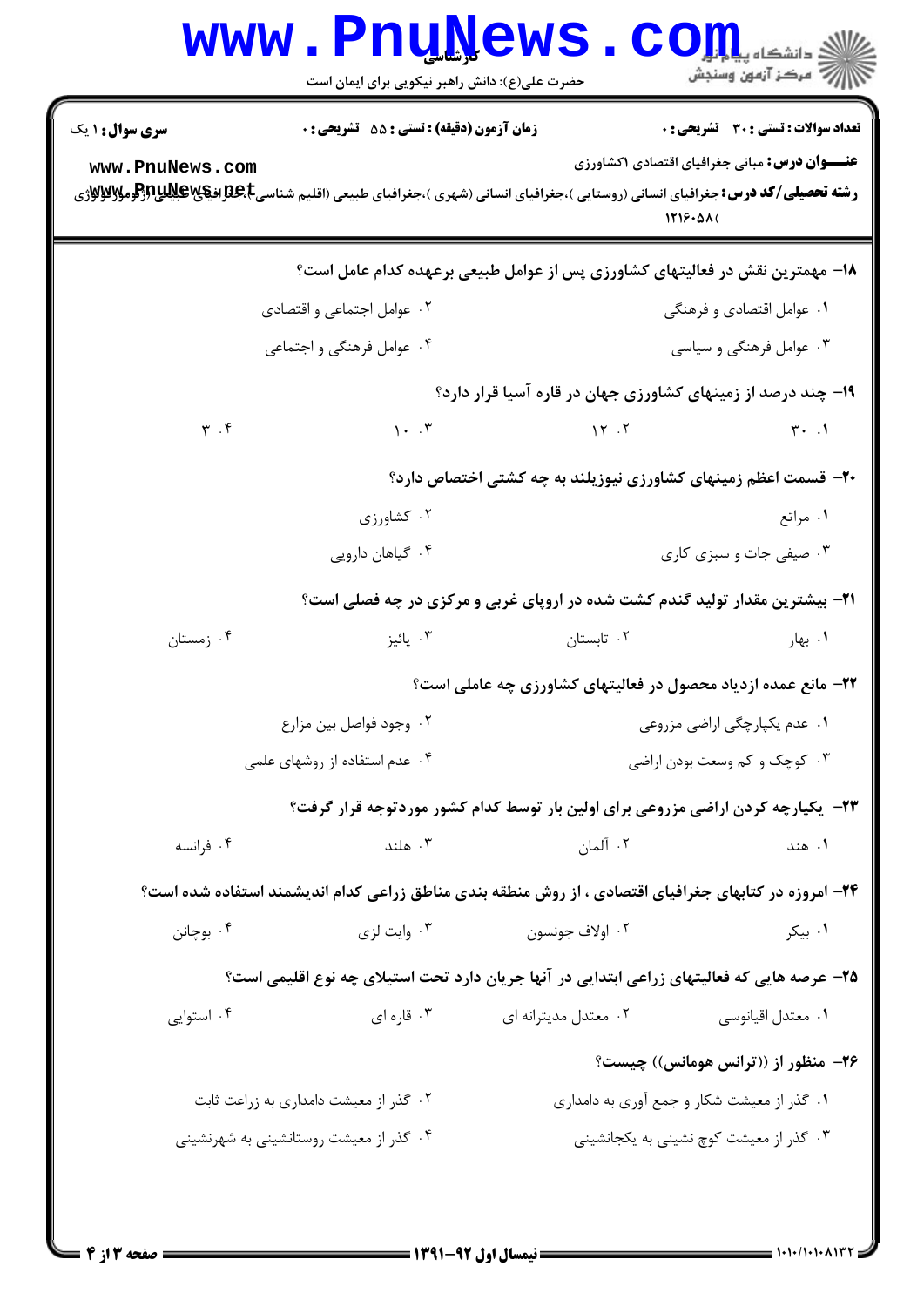۱۸- مهمترین نقش در فعالیتهای کشاورزی پس از عوامل طبیعی برعهده کدام عامل است؟

۱. عوامل اقتصادی و فرهنگی
۲. عوامل اجتماعی و اقتصادی
۳. عوامل فرهنگی و سیاسی
۴. عوامل فرهنگی و اجتماعی

۱۹- چند درصد از زمینهای کشاورزی جهان در قاره آسیا قرار دارد؟

۱. ۳۰
۲. ۱۲
۳. ۱۰
۴. ۳

۲۰- قسمت اعظم زمینهای کشاورزی نیوزیلند به چه کشتی اختصاص دارد؟

۱. مراتع
۲. کشاورزی
۳. صیفی جات و سبزی کاری
۴. گیاهان دارویی

۲۱- بیشترین مقدار تولید گندم کشت شده در اروپای غربی و مرکزی در چه فصلی است؟

۱. بهار
۲. تابستان
۳. پائیز
۴. زمستان

۲۲- مانع عمده ازدیاد محصول در فعالیتهای کشاورزی چه عاملی است؟

۱. عدم یکپارچگی اراضی مزروعی
۲. وجود فواصل بین مزارع
۳. کوچک و کم وسعت بودن اراضی
۴. عدم استفاده از روشهای علمی

۲۳- یکپارچه کردن اراضی مزروعی برای اولین بار توسط کدام کشور موردتوجه قرار گرفت؟

۱. هند
۲. آلمان
۳. هلند
۴. فرانسه

۲۴- امروزه در کتابهای جغرافیای اقتصادی ، از روش منطقه بندی مناطق زراعی کدام اندیشمند استفاده شده است؟

۱. بیکر
۲. اولاف جونسون
۳. وایت لزی
۴. بوچانن

۲۵- عرصه هایی که فعالیتهای زراعی ابتدایی در آنها جریان دارد تحت استیلای چه نوع اقلیمی است؟

۱. معتدل اقیانوسی
۲. معتدل مدیترانه ای
۳. قاره ای
۴. استوایی

۲۶- منظور از ((ترانس هومانس)) چیست؟

۱. گذر از معیشت شکار و جمع آوری به دامداری
۲. گذر از معیشت دامداری به زراعت ثابت
۳. گذر از معیشت کوچ نشینی به یکجانشینی
۴. گذر از معیشت روستانشینی به شهرنشینی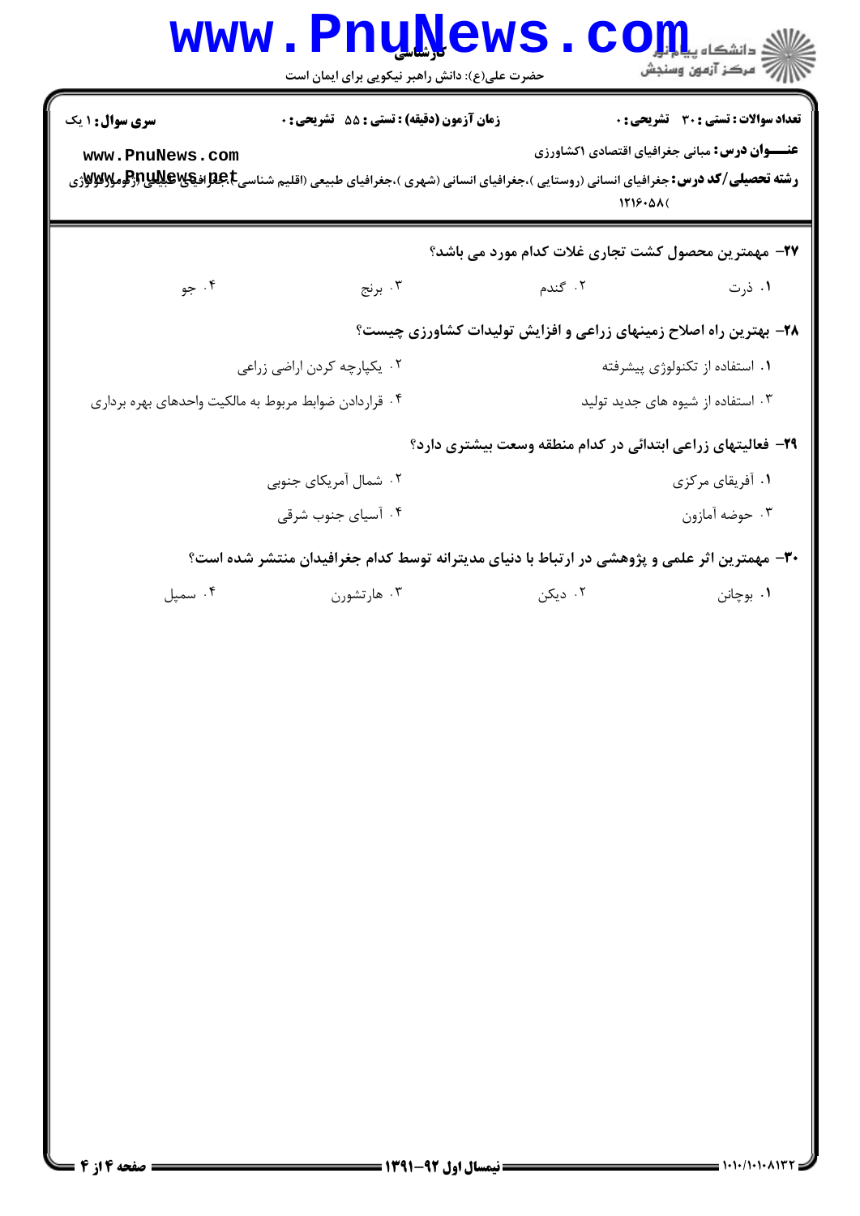**سری سوال:** ۱ یک

**زمان آزمون (دقیقه) : تستی :** ۵۵ **تشریحی :** ۰

**تعداد سوالات : تستی :** ۳۰ **تشریحی :** ۰

**عنـــوان درس:** مبانی جغرافیای اقتصادی ۱کشاورزی

**رشته تحصیلی/کد درس:** جغرافیای انسانی (روستایی )،جغرافیای انسانی (شهری )،جغرافیای طبیعی (اقلیم شناسی)،جغرافیای طبیعی (ژئومورفولوژی ۱۲۱۶۰۵۸)

**۲۷- مهمترین محصول کشت تجاری غلات کدام مورد می باشد؟**

۱. ذرت

۲. گندم

۳. برنج

۴. جو

**۲۸- بهترین راه اصلاح زمینهای زراعی و افزایش تولیدات کشاورزی چیست؟**

۱. استفاده از تکنولوژی پیشرفته

۲. یکپارچه کردن اراضی زراعی

۳. استفاده از شیوه های جدید تولید

۴. قراردادن ضوابط مربوط به مالکیت واحدهای بهره برداری

**۲۹- فعالیتهای زراعی ابتدائی در کدام منطقه وسعت بیشتری دارد؟**

۱. آفریقای مرکزی

۲. شمال آمریکای جنوبی

۳. حوضه آمازون

۴. آسیای جنوب شرقی

**۳۰- مهمترین اثر علمی و پژوهشی در ارتباط با دنیای مدیترانه توسط کدام جغرافیدان منتشر شده است؟**

۱. بوچانن

۲. دیکن

۳. هارتشورن

۴. سمپل